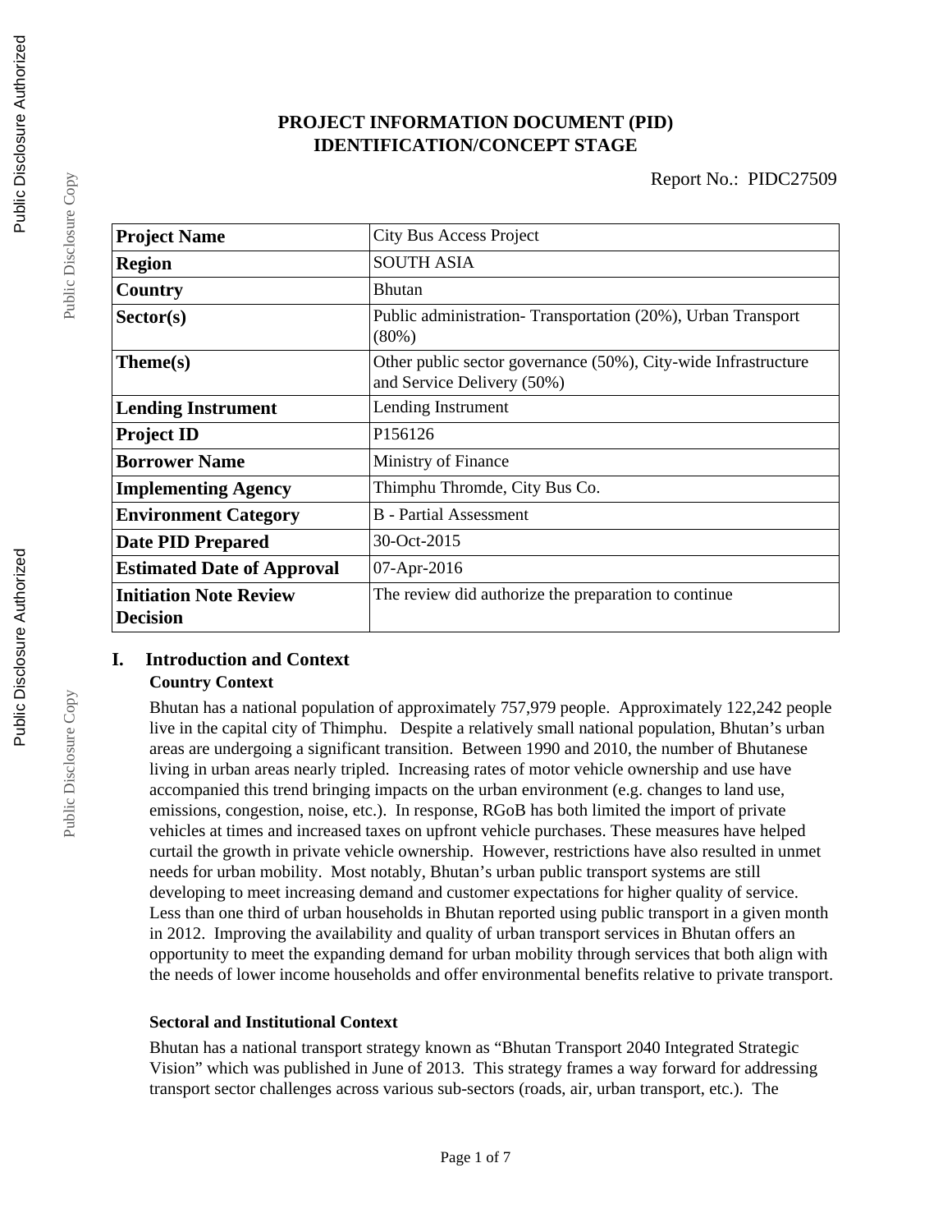# PROJECT INFORMATION DOCUMENT (PID)
# IDENTIFICATION/CONCEPT STAGE

Report No.: PIDC27509

| **Project Name** | City Bus Access Project |
|---|---|
| **Region** | SOUTH ASIA |
| **Country** | Bhutan |
| **Sector(s)** | Public administration- Transportation (20%), Urban Transport (80%) |
| **Theme(s)** | Other public sector governance (50%), City-wide Infrastructure and Service Delivery (50%) |
| **Lending Instrument** | Lending Instrument |
| **Project ID** | P156126 |
| **Borrower Name** | Ministry of Finance |
| **Implementing Agency** | Thimphu Thromde, City Bus Co. |
| **Environment Category** | B - Partial Assessment |
| **Date PID Prepared** | 30-Oct-2015 |
| **Estimated Date of Approval** | 07-Apr-2016 |
| **Initiation Note Review Decision** | The review did authorize the preparation to continue |

## I. Introduction and Context

### Country Context

Bhutan has a national population of approximately 757,979 people. Approximately 122,242 people live in the capital city of Thimphu. Despite a relatively small national population, Bhutan's urban areas are undergoing a significant transition. Between 1990 and 2010, the number of Bhutanese living in urban areas nearly tripled. Increasing rates of motor vehicle ownership and use have accompanied this trend bringing impacts on the urban environment (e.g. changes to land use, emissions, congestion, noise, etc.). In response, RGoB has both limited the import of private vehicles at times and increased taxes on upfront vehicle purchases. These measures have helped curtail the growth in private vehicle ownership. However, restrictions have also resulted in unmet needs for urban mobility. Most notably, Bhutan's urban public transport systems are still developing to meet increasing demand and customer expectations for higher quality of service. Less than one third of urban households in Bhutan reported using public transport in a given month in 2012. Improving the availability and quality of urban transport services in Bhutan offers an opportunity to meet the expanding demand for urban mobility through services that both align with the needs of lower income households and offer environmental benefits relative to private transport.

### Sectoral and Institutional Context

Bhutan has a national transport strategy known as "Bhutan Transport 2040 Integrated Strategic Vision" which was published in June of 2013. This strategy frames a way forward for addressing transport sector challenges across various sub-sectors (roads, air, urban transport, etc.). The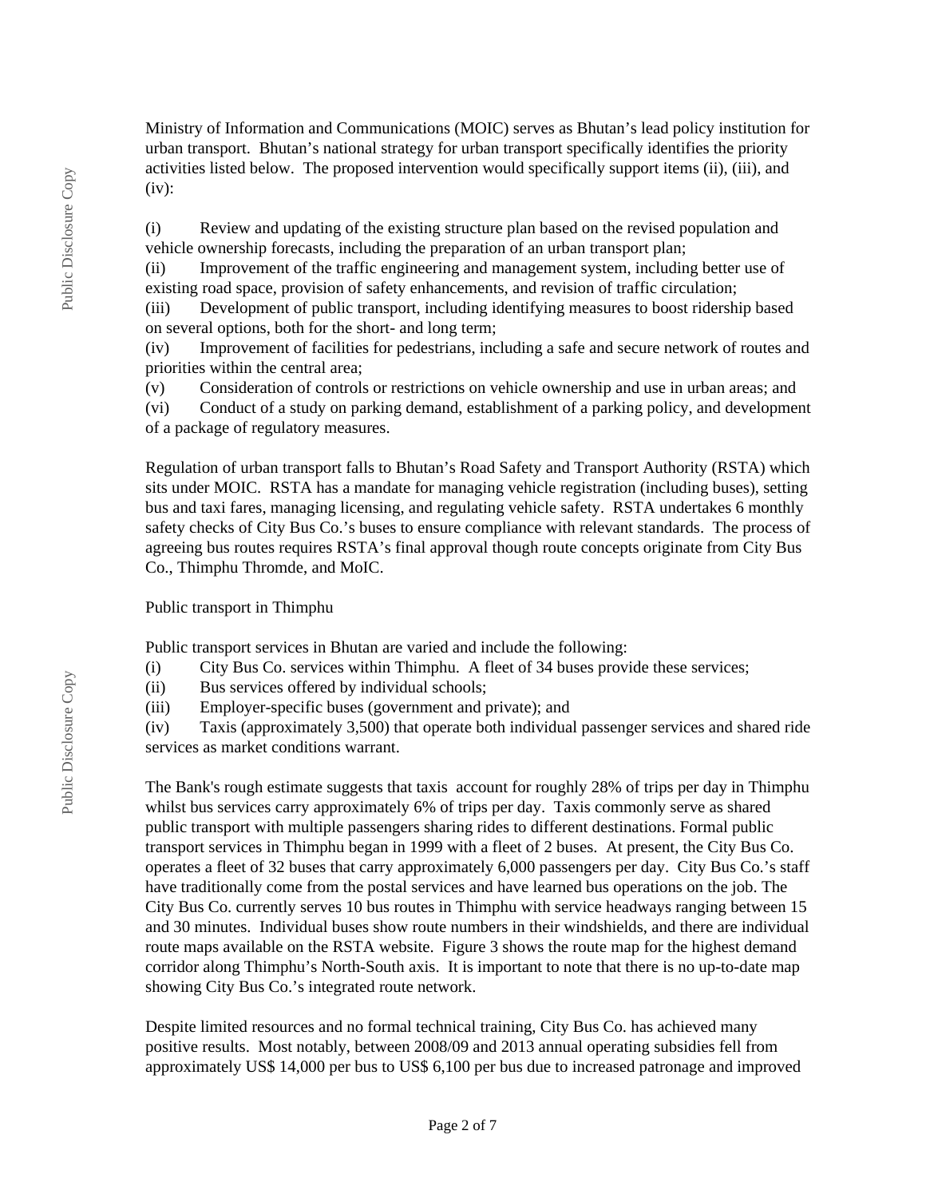Ministry of Information and Communications (MOIC) serves as Bhutan's lead policy institution for urban transport. Bhutan's national strategy for urban transport specifically identifies the priority activities listed below. The proposed intervention would specifically support items (ii), (iii), and (iv):

(i) Review and updating of the existing structure plan based on the revised population and vehicle ownership forecasts, including the preparation of an urban transport plan;
(ii) Improvement of the traffic engineering and management system, including better use of existing road space, provision of safety enhancements, and revision of traffic circulation;
(iii) Development of public transport, including identifying measures to boost ridership based on several options, both for the short- and long term;
(iv) Improvement of facilities for pedestrians, including a safe and secure network of routes and priorities within the central area;
(v) Consideration of controls or restrictions on vehicle ownership and use in urban areas; and
(vi) Conduct of a study on parking demand, establishment of a parking policy, and development of a package of regulatory measures.

Regulation of urban transport falls to Bhutan's Road Safety and Transport Authority (RSTA) which sits under MOIC. RSTA has a mandate for managing vehicle registration (including buses), setting bus and taxi fares, managing licensing, and regulating vehicle safety. RSTA undertakes 6 monthly safety checks of City Bus Co.'s buses to ensure compliance with relevant standards. The process of agreeing bus routes requires RSTA's final approval though route concepts originate from City Bus Co., Thimphu Thromde, and MoIC.

Public transport in Thimphu

Public transport services in Bhutan are varied and include the following:
(i) City Bus Co. services within Thimphu. A fleet of 34 buses provide these services;
(ii) Bus services offered by individual schools;
(iii) Employer-specific buses (government and private); and
(iv) Taxis (approximately 3,500) that operate both individual passenger services and shared ride services as market conditions warrant.

The Bank's rough estimate suggests that taxis account for roughly 28% of trips per day in Thimphu whilst bus services carry approximately 6% of trips per day. Taxis commonly serve as shared public transport with multiple passengers sharing rides to different destinations. Formal public transport services in Thimphu began in 1999 with a fleet of 2 buses. At present, the City Bus Co. operates a fleet of 32 buses that carry approximately 6,000 passengers per day. City Bus Co.'s staff have traditionally come from the postal services and have learned bus operations on the job. The City Bus Co. currently serves 10 bus routes in Thimphu with service headways ranging between 15 and 30 minutes. Individual buses show route numbers in their windshields, and there are individual route maps available on the RSTA website. Figure 3 shows the route map for the highest demand corridor along Thimphu's North-South axis. It is important to note that there is no up-to-date map showing City Bus Co.'s integrated route network.

Despite limited resources and no formal technical training, City Bus Co. has achieved many positive results. Most notably, between 2008/09 and 2013 annual operating subsidies fell from approximately US$ 14,000 per bus to US$ 6,100 per bus due to increased patronage and improved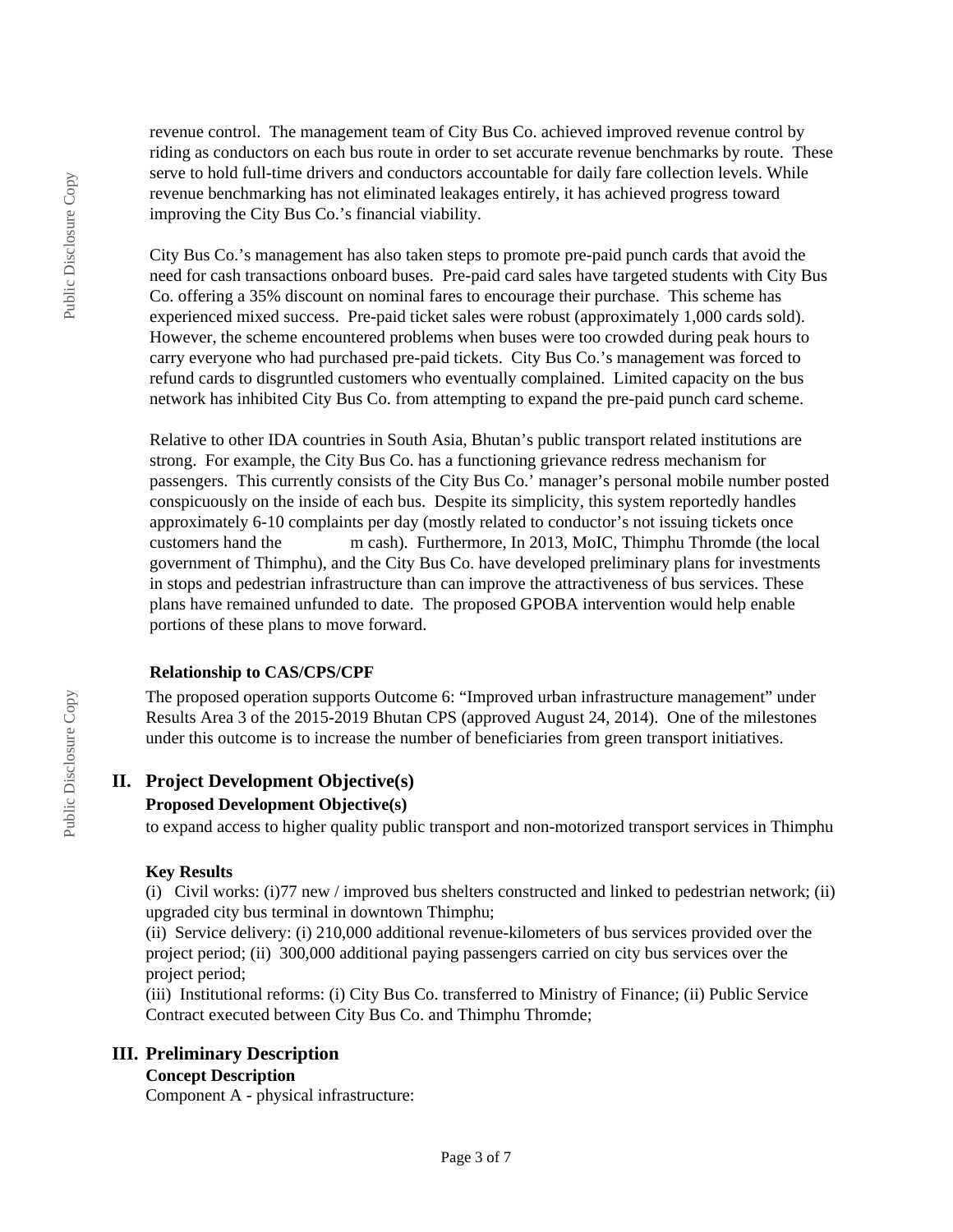revenue control. The management team of City Bus Co. achieved improved revenue control by riding as conductors on each bus route in order to set accurate revenue benchmarks by route. These serve to hold full-time drivers and conductors accountable for daily fare collection levels. While revenue benchmarking has not eliminated leakages entirely, it has achieved progress toward improving the City Bus Co.'s financial viability.

City Bus Co.'s management has also taken steps to promote pre-paid punch cards that avoid the need for cash transactions onboard buses. Pre-paid card sales have targeted students with City Bus Co. offering a 35% discount on nominal fares to encourage their purchase. This scheme has experienced mixed success. Pre-paid ticket sales were robust (approximately 1,000 cards sold). However, the scheme encountered problems when buses were too crowded during peak hours to carry everyone who had purchased pre-paid tickets. City Bus Co.'s management was forced to refund cards to disgruntled customers who eventually complained. Limited capacity on the bus network has inhibited City Bus Co. from attempting to expand the pre-paid punch card scheme.

Relative to other IDA countries in South Asia, Bhutan's public transport related institutions are strong. For example, the City Bus Co. has a functioning grievance redress mechanism for passengers. This currently consists of the City Bus Co.' manager's personal mobile number posted conspicuously on the inside of each bus. Despite its simplicity, this system reportedly handles approximately 6-10 complaints per day (mostly related to conductor's not issuing tickets once customers hand the m cash). Furthermore, In 2013, MoIC, Thimphu Thromde (the local government of Thimphu), and the City Bus Co. have developed preliminary plans for investments in stops and pedestrian infrastructure than can improve the attractiveness of bus services. These plans have remained unfunded to date. The proposed GPOBA intervention would help enable portions of these plans to move forward.

### Relationship to CAS/CPS/CPF

The proposed operation supports Outcome 6: "Improved urban infrastructure management" under Results Area 3 of the 2015-2019 Bhutan CPS (approved August 24, 2014). One of the milestones under this outcome is to increase the number of beneficiaries from green transport initiatives.

## II. Project Development Objective(s)

### Proposed Development Objective(s)

to expand access to higher quality public transport and non-motorized transport services in Thimphu

### Key Results

(i) Civil works: (i)77 new / improved bus shelters constructed and linked to pedestrian network; (ii) upgraded city bus terminal in downtown Thimphu;
(ii) Service delivery: (i) 210,000 additional revenue-kilometers of bus services provided over the project period; (ii) 300,000 additional paying passengers carried on city bus services over the project period;
(iii) Institutional reforms: (i) City Bus Co. transferred to Ministry of Finance; (ii) Public Service Contract executed between City Bus Co. and Thimphu Thromde;

## III. Preliminary Description

### Concept Description

Component A - physical infrastructure: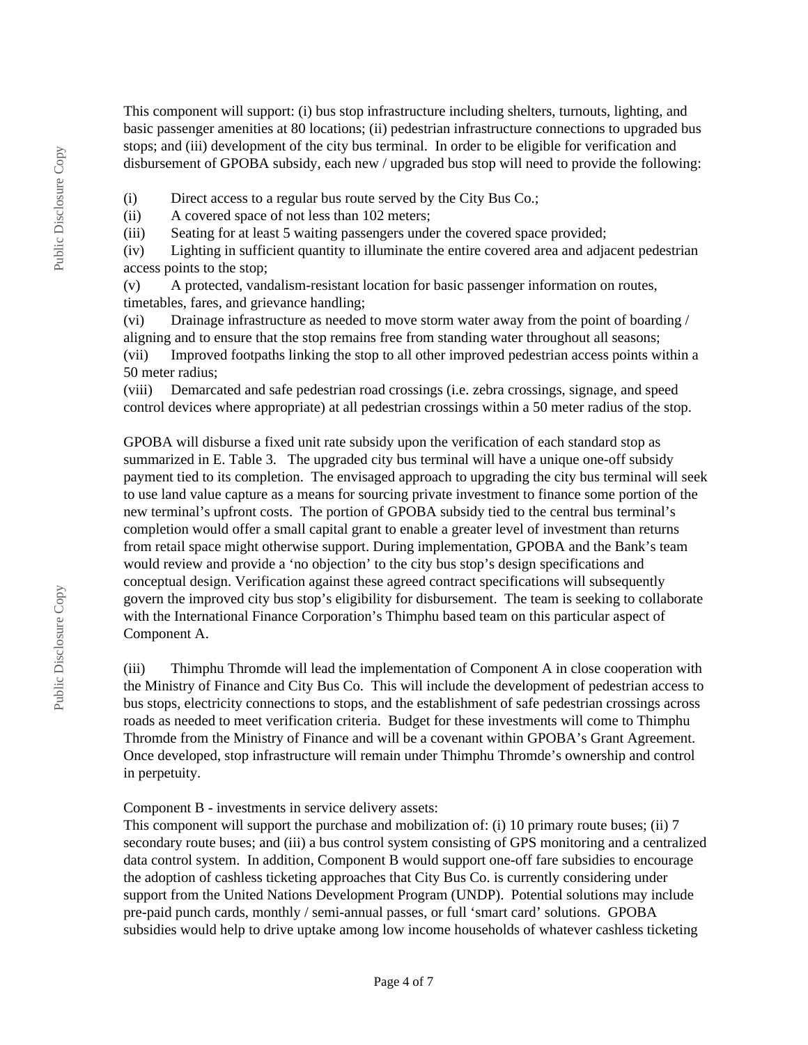This component will support: (i) bus stop infrastructure including shelters, turnouts, lighting, and basic passenger amenities at 80 locations; (ii) pedestrian infrastructure connections to upgraded bus stops; and (iii) development of the city bus terminal. In order to be eligible for verification and disbursement of GPOBA subsidy, each new / upgraded bus stop will need to provide the following:

(i) Direct access to a regular bus route served by the City Bus Co.;
(ii) A covered space of not less than 102 meters;
(iii) Seating for at least 5 waiting passengers under the covered space provided;
(iv) Lighting in sufficient quantity to illuminate the entire covered area and adjacent pedestrian access points to the stop;
(v) A protected, vandalism-resistant location for basic passenger information on routes, timetables, fares, and grievance handling;
(vi) Drainage infrastructure as needed to move storm water away from the point of boarding / aligning and to ensure that the stop remains free from standing water throughout all seasons;
(vii) Improved footpaths linking the stop to all other improved pedestrian access points within a 50 meter radius;
(viii) Demarcated and safe pedestrian road crossings (i.e. zebra crossings, signage, and speed control devices where appropriate) at all pedestrian crossings within a 50 meter radius of the stop.

GPOBA will disburse a fixed unit rate subsidy upon the verification of each standard stop as summarized in E. Table 3. The upgraded city bus terminal will have a unique one-off subsidy payment tied to its completion. The envisaged approach to upgrading the city bus terminal will seek to use land value capture as a means for sourcing private investment to finance some portion of the new terminal's upfront costs. The portion of GPOBA subsidy tied to the central bus terminal's completion would offer a small capital grant to enable a greater level of investment than returns from retail space might otherwise support. During implementation, GPOBA and the Bank's team would review and provide a 'no objection' to the city bus stop's design specifications and conceptual design. Verification against these agreed contract specifications will subsequently govern the improved city bus stop's eligibility for disbursement. The team is seeking to collaborate with the International Finance Corporation's Thimphu based team on this particular aspect of Component A.

(iii) Thimphu Thromde will lead the implementation of Component A in close cooperation with the Ministry of Finance and City Bus Co. This will include the development of pedestrian access to bus stops, electricity connections to stops, and the establishment of safe pedestrian crossings across roads as needed to meet verification criteria. Budget for these investments will come to Thimphu Thromde from the Ministry of Finance and will be a covenant within GPOBA's Grant Agreement. Once developed, stop infrastructure will remain under Thimphu Thromde's ownership and control in perpetuity.

Component B - investments in service delivery assets:

This component will support the purchase and mobilization of: (i) 10 primary route buses; (ii) 7 secondary route buses; and (iii) a bus control system consisting of GPS monitoring and a centralized data control system. In addition, Component B would support one-off fare subsidies to encourage the adoption of cashless ticketing approaches that City Bus Co. is currently considering under support from the United Nations Development Program (UNDP). Potential solutions may include pre-paid punch cards, monthly / semi-annual passes, or full 'smart card' solutions. GPOBA subsidies would help to drive uptake among low income households of whatever cashless ticketing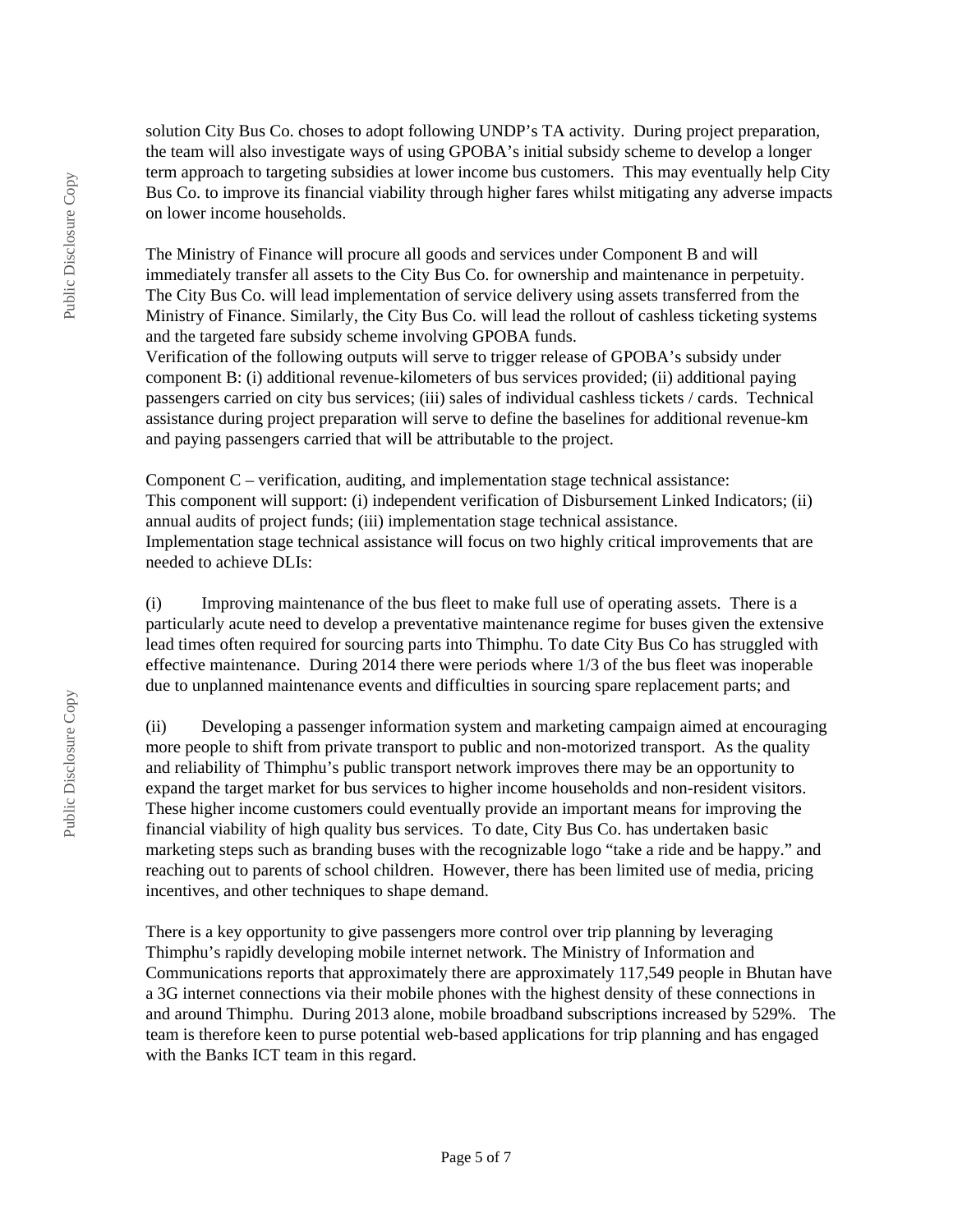solution City Bus Co. choses to adopt following UNDP's TA activity. During project preparation, the team will also investigate ways of using GPOBA's initial subsidy scheme to develop a longer term approach to targeting subsidies at lower income bus customers. This may eventually help City Bus Co. to improve its financial viability through higher fares whilst mitigating any adverse impacts on lower income households.

The Ministry of Finance will procure all goods and services under Component B and will immediately transfer all assets to the City Bus Co. for ownership and maintenance in perpetuity. The City Bus Co. will lead implementation of service delivery using assets transferred from the Ministry of Finance. Similarly, the City Bus Co. will lead the rollout of cashless ticketing systems and the targeted fare subsidy scheme involving GPOBA funds.

Verification of the following outputs will serve to trigger release of GPOBA's subsidy under component B: (i) additional revenue-kilometers of bus services provided; (ii) additional paying passengers carried on city bus services; (iii) sales of individual cashless tickets / cards. Technical assistance during project preparation will serve to define the baselines for additional revenue-km and paying passengers carried that will be attributable to the project.

Component C – verification, auditing, and implementation stage technical assistance:
This component will support: (i) independent verification of Disbursement Linked Indicators; (ii) annual audits of project funds; (iii) implementation stage technical assistance.
Implementation stage technical assistance will focus on two highly critical improvements that are needed to achieve DLIs:

(i) Improving maintenance of the bus fleet to make full use of operating assets. There is a particularly acute need to develop a preventative maintenance regime for buses given the extensive lead times often required for sourcing parts into Thimphu. To date City Bus Co has struggled with effective maintenance. During 2014 there were periods where 1/3 of the bus fleet was inoperable due to unplanned maintenance events and difficulties in sourcing spare replacement parts; and

(ii) Developing a passenger information system and marketing campaign aimed at encouraging more people to shift from private transport to public and non-motorized transport. As the quality and reliability of Thimphu's public transport network improves there may be an opportunity to expand the target market for bus services to higher income households and non-resident visitors. These higher income customers could eventually provide an important means for improving the financial viability of high quality bus services. To date, City Bus Co. has undertaken basic marketing steps such as branding buses with the recognizable logo "take a ride and be happy." and reaching out to parents of school children. However, there has been limited use of media, pricing incentives, and other techniques to shape demand.

There is a key opportunity to give passengers more control over trip planning by leveraging Thimphu's rapidly developing mobile internet network. The Ministry of Information and Communications reports that approximately there are approximately 117,549 people in Bhutan have a 3G internet connections via their mobile phones with the highest density of these connections in and around Thimphu. During 2013 alone, mobile broadband subscriptions increased by 529%. The team is therefore keen to purse potential web-based applications for trip planning and has engaged with the Banks ICT team in this regard.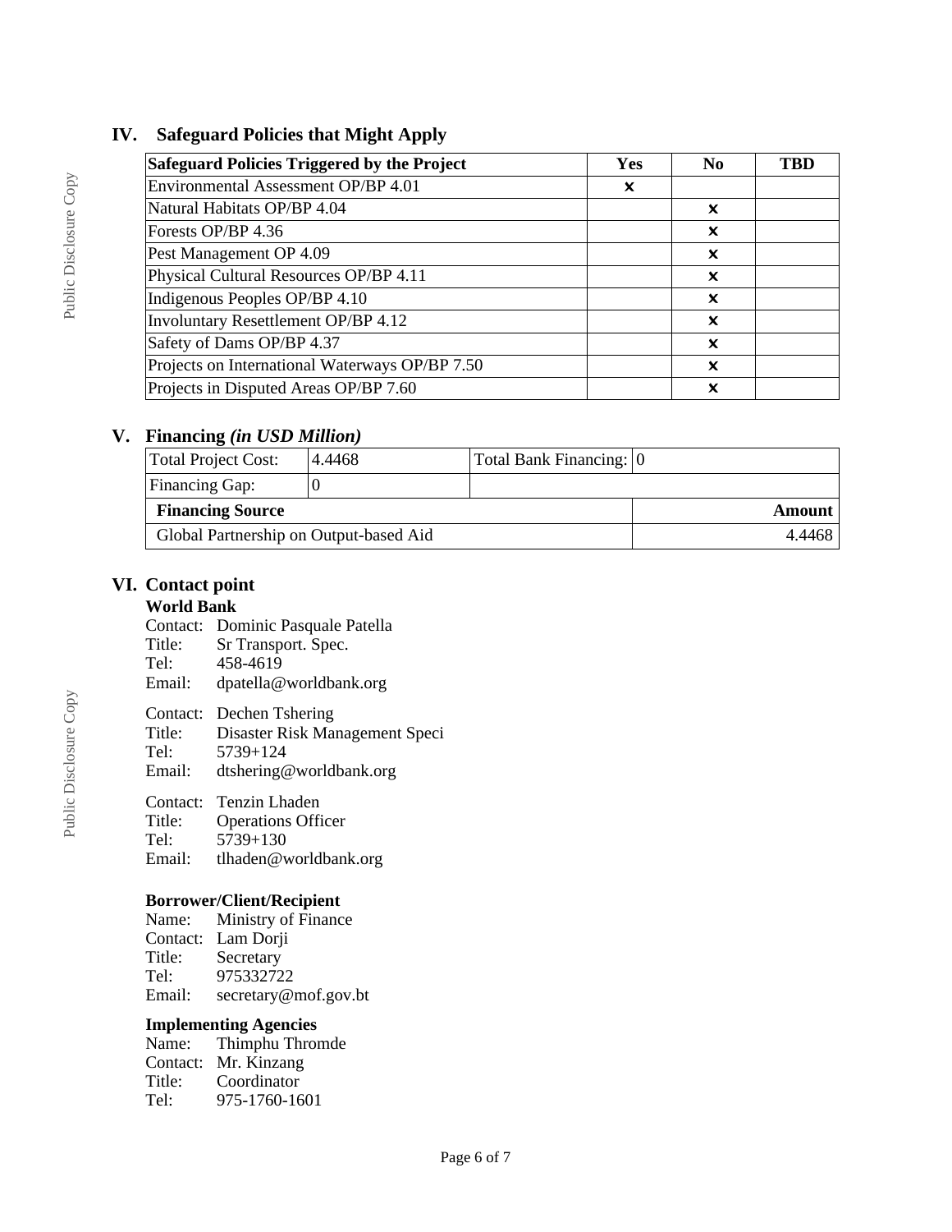## IV. Safeguard Policies that Might Apply

| Safeguard Policies Triggered by the Project | Yes | No | TBD |
|---|---|---|---|
| Environmental Assessment OP/BP 4.01 | ✗ | | |
| Natural Habitats OP/BP 4.04 | | ✗ | |
| Forests OP/BP 4.36 | | ✗ | |
| Pest Management OP 4.09 | | ✗ | |
| Physical Cultural Resources OP/BP 4.11 | | ✗ | |
| Indigenous Peoples OP/BP 4.10 | | ✗ | |
| Involuntary Resettlement OP/BP 4.12 | | ✗ | |
| Safety of Dams OP/BP 4.37 | | ✗ | |
| Projects on International Waterways OP/BP 7.50 | | ✗ | |
| Projects in Disputed Areas OP/BP 7.60 | | ✗ | |

## V. Financing *(in USD Million)*

| Total Project Cost: | 4.4468 | Total Bank Financing: | 0 |
|---|---|---|---|
| Financing Gap: | 0 | | |
| **Financing Source** | | | **Amount** |
| Global Partnership on Output-based Aid | | | 4.4468 |

## VI. Contact point

**World Bank**

Contact: Dominic Pasquale Patella
Title: Sr Transport. Spec.
Tel: 458-4619
Email: dpatella@worldbank.org

Contact: Dechen Tshering
Title: Disaster Risk Management Speci
Tel: 5739+124
Email: dtshering@worldbank.org

Contact: Tenzin Lhaden
Title: Operations Officer
Tel: 5739+130
Email: tlhaden@worldbank.org

**Borrower/Client/Recipient**

Name: Ministry of Finance
Contact: Lam Dorji
Title: Secretary
Tel: 975332722
Email: secretary@mof.gov.bt

**Implementing Agencies**

Name: Thimphu Thromde
Contact: Mr. Kinzang
Title: Coordinator
Tel: 975-1760-1601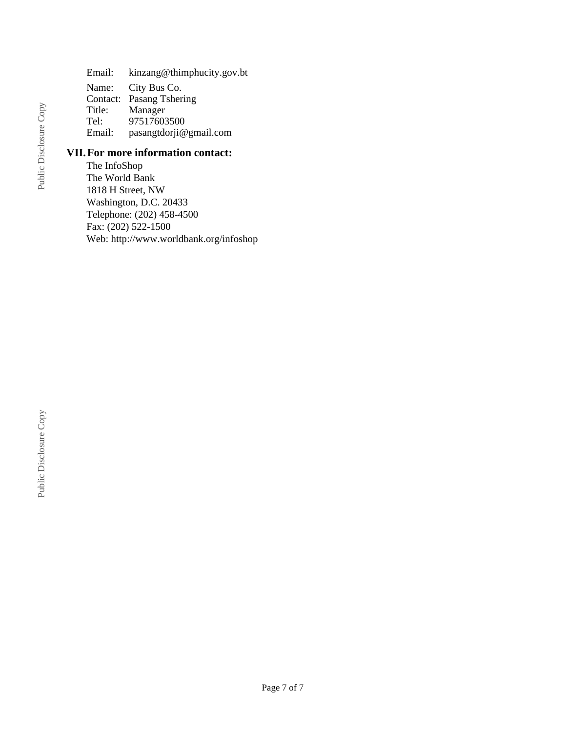Email: kinzang@thimphucity.gov.bt

Name: City Bus Co.
Contact: Pasang Tshering
Title: Manager
Tel: 97517603500
Email: pasangtdorji@gmail.com

## VII. For more information contact:

The InfoShop
The World Bank
1818 H Street, NW
Washington, D.C. 20433
Telephone: (202) 458-4500
Fax: (202) 522-1500
Web: http://www.worldbank.org/infoshop